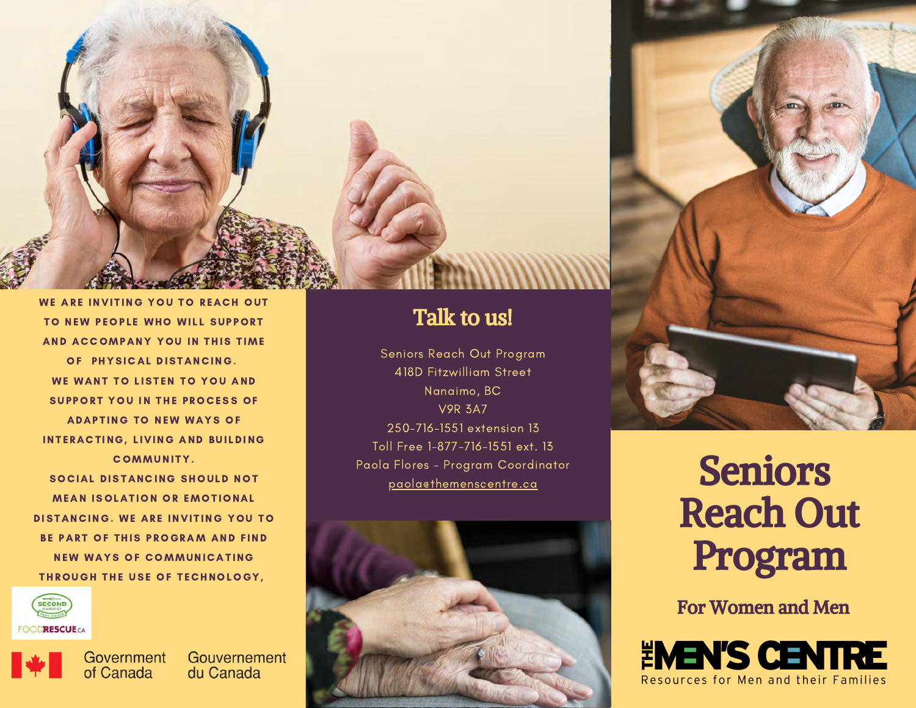# Seniors Reach Out Program

## For Women and Men

THE MEN'S CENTRE
Resources for Men and their Families

WE ARE INVITING YOU TO REACH OUT TO NEW PEOPLE WHO WILL SUPPORT AND ACCOMPANY YOU IN THIS TIME OF PHYSICAL DISTANCING.
WE WANT TO LISTEN TO YOU AND SUPPORT YOU IN THE PROCESS OF ADAPTING TO NEW WAYS OF INTERACTING, LIVING AND BUILDING COMMUNITY.
SOCIAL DISTANCING SHOULD NOT MEAN ISOLATION OR EMOTIONAL DISTANCING. WE ARE INVITING YOU TO BE PART OF THIS PROGRAM AND FIND NEW WAYS OF COMMUNICATING THROUGH THE USE OF TECHNOLOGY,

## Talk to us!

Seniors Reach Out Program
418D Fitzwilliam Street
Nanaimo, BC
V9R 3A7
250-716-1551 extension 13
Toll Free 1-877-716-1551 ext. 13
Paola Flores - Program Coordinator
paola@themenscentre.ca

SECOND HARVEST FOODRESCUE.CA

Government of Canada  Gouvernement du Canada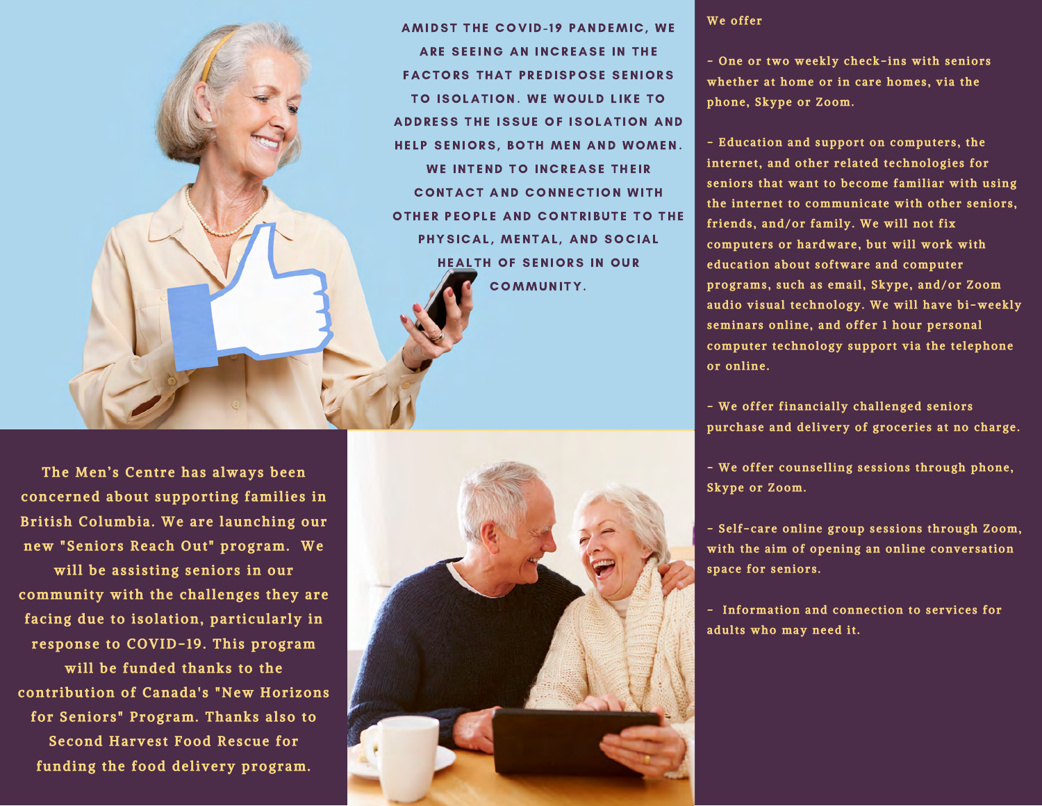AMIDST THE COVID-19 PANDEMIC, WE ARE SEEING AN INCREASE IN THE FACTORS THAT PREDISPOSE SENIORS TO ISOLATION. WE WOULD LIKE TO ADDRESS THE ISSUE OF ISOLATION AND HELP SENIORS, BOTH MEN AND WOMEN. WE INTEND TO INCREASE THEIR CONTACT AND CONNECTION WITH OTHER PEOPLE AND CONTRIBUTE TO THE PHYSICAL, MENTAL, AND SOCIAL HEALTH OF SENIORS IN OUR COMMUNITY.

The Men's Centre has always been concerned about supporting families in British Columbia. We are launching our new "Seniors Reach Out" program. We will be assisting seniors in our community with the challenges they are facing due to isolation, particularly in response to COVID-19. This program will be funded thanks to the contribution of Canada's "New Horizons for Seniors" Program. Thanks also to Second Harvest Food Rescue for funding the food delivery program.

We offer

- One or two weekly check-ins with seniors whether at home or in care homes, via the phone, Skype or Zoom.

- Education and support on computers, the internet, and other related technologies for seniors that want to become familiar with using the internet to communicate with other seniors, friends, and/or family. We will not fix computers or hardware, but will work with education about software and computer programs, such as email, Skype, and/or Zoom audio visual technology. We will have bi-weekly seminars online, and offer 1 hour personal computer technology support via the telephone or online.

- We offer financially challenged seniors purchase and delivery of groceries at no charge.

- We offer counselling sessions through phone, Skype or Zoom.

- Self-care online group sessions through Zoom, with the aim of opening an online conversation space for seniors.

- Information and connection to services for adults who may need it.